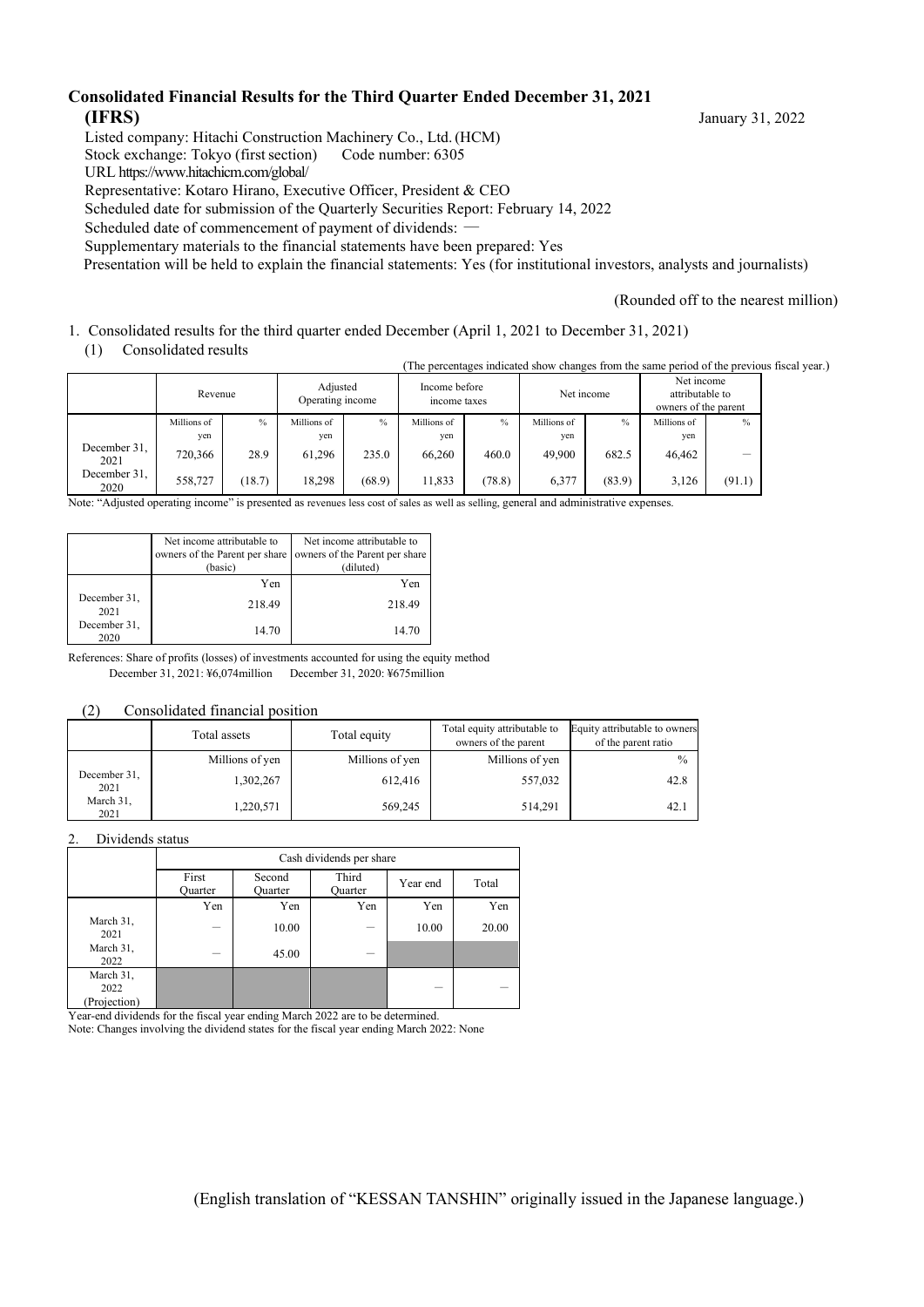# Consolidated Financial Results for the Third Quarter Ended December 31, 2021 (IFRS)

January 31, 2022

Listed company: Hitachi Construction Machinery Co., Ltd. (HCM)
Stock exchange: Tokyo (first section)　　Code number: 6305
URL https://www.hitachicm.com/global/
Representative: Kotaro Hirano, Executive Officer, President & CEO
Scheduled date for submission of the Quarterly Securities Report: February 14, 2022
Scheduled date of commencement of payment of dividends: ―
Supplementary materials to the financial statements have been prepared: Yes
Presentation will be held to explain the financial statements: Yes (for institutional investors, analysts and journalists)

(Rounded off to the nearest million)

1. Consolidated results for the third quarter ended December (April 1, 2021 to December 31, 2021)

(1) Consolidated results

(The percentages indicated show changes from the same period of the previous fiscal year.)

| | Revenue | | Adjusted Operating income | | Income before income taxes | | Net income | | Net income attributable to owners of the parent | |
|---|---|---|---|---|---|---|---|---|---|---|
| | Millions of yen | % | Millions of yen | % | Millions of yen | % | Millions of yen | % | Millions of yen | % |
| December 31, 2021 | 720,366 | 28.9 | 61,296 | 235.0 | 66,260 | 460.0 | 49,900 | 682.5 | 46,462 | — |
| December 31, 2020 | 558,727 | (18.7) | 18,298 | (68.9) | 11,833 | (78.8) | 6,377 | (83.9) | 3,126 | (91.1) |

Note: "Adjusted operating income" is presented as revenues less cost of sales as well as selling, general and administrative expenses.

| | Net income attributable to owners of the Parent per share (basic) | Net income attributable to owners of the Parent per share (diluted) |
|---|---|---|
| | Yen | Yen |
| December 31, 2021 | 218.49 | 218.49 |
| December 31, 2020 | 14.70 | 14.70 |

References: Share of profits (losses) of investments accounted for using the equity method
December 31, 2021: ¥6,074million　　December 31, 2020: ¥675million

(2) Consolidated financial position

| | Total assets | Total equity | Total equity attributable to owners of the parent | Equity attributable to owners of the parent ratio |
|---|---|---|---|---|
| | Millions of yen | Millions of yen | Millions of yen | % |
| December 31, 2021 | 1,302,267 | 612,416 | 557,032 | 42.8 |
| March 31, 2021 | 1,220,571 | 569,245 | 514,291 | 42.1 |

2. Dividends status

| | Cash dividends per share | | | | |
|---|---|---|---|---|---|
| | First Quarter | Second Quarter | Third Quarter | Year end | Total |
| | Yen | Yen | Yen | Yen | Yen |
| March 31, 2021 | — | 10.00 | — | 10.00 | 20.00 |
| March 31, 2022 | — | 45.00 | — | | |
| March 31, 2022 (Projection) | | | | — | — |

Year-end dividends for the fiscal year ending March 2022 are to be determined.
Note: Changes involving the dividend states for the fiscal year ending March 2022: None

(English translation of "KESSAN TANSHIN" originally issued in the Japanese language.)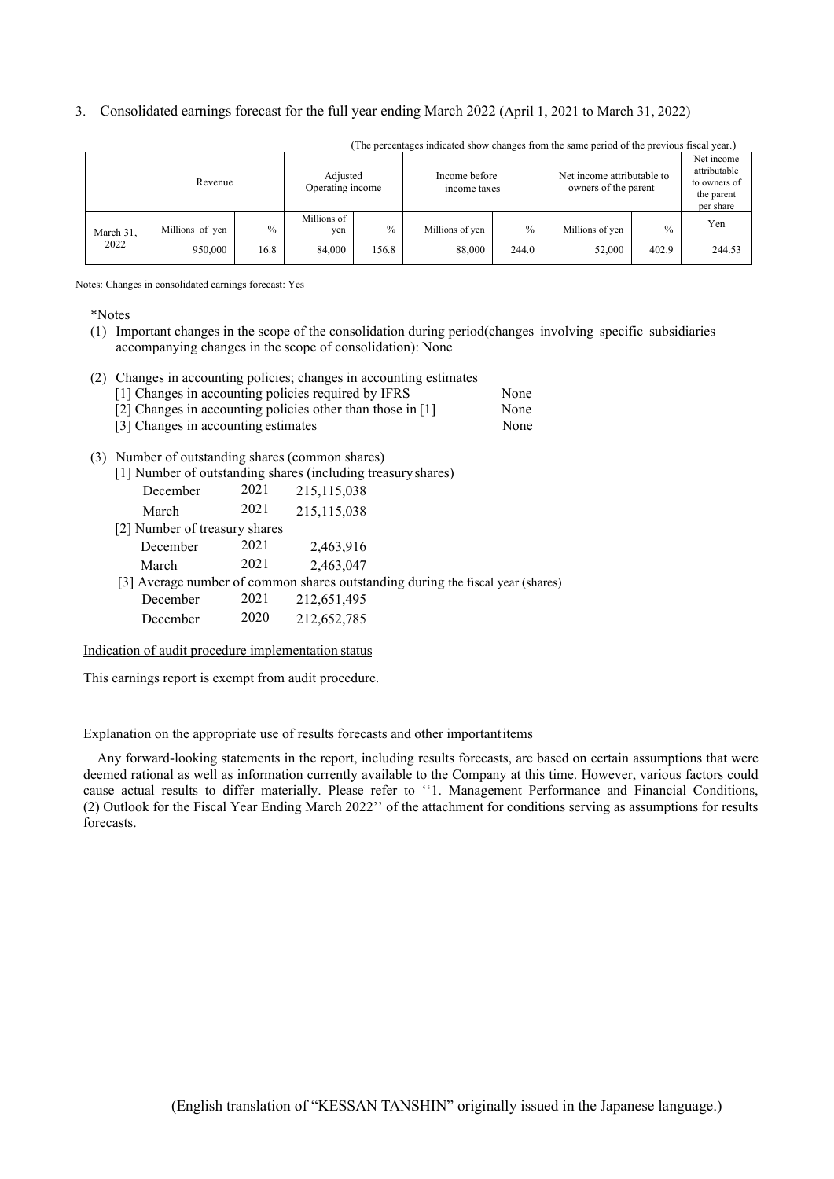3. Consolidated earnings forecast for the full year ending March 2022 (April 1, 2021 to March 31, 2022)

(The percentages indicated show changes from the same period of the previous fiscal year.)

| | Revenue | | Adjusted Operating income | | Income before income taxes | | Net income attributable to owners of the parent | | Net income attributable to owners of the parent per share |
|---|---|---|---|---|---|---|---|---|---|
| | Millions of yen | % | Millions of yen | % | Millions of yen | % | Millions of yen | % | Yen |
| March 31, 2022 | 950,000 | 16.8 | 84,000 | 156.8 | 88,000 | 244.0 | 52,000 | 402.9 | 244.53 |

Notes: Changes in consolidated earnings forecast: Yes

*Notes

(1) Important changes in the scope of the consolidation during period(changes involving specific subsidiaries accompanying changes in the scope of consolidation): None

(2) Changes in accounting policies; changes in accounting estimates
 [1] Changes in accounting policies required by IFRS None
 [2] Changes in accounting policies other than those in [1] None
 [3] Changes in accounting estimates None

(3) Number of outstanding shares (common shares)
 [1] Number of outstanding shares (including treasury shares)

| | | |
|---|---|---|
| December | 2021 | 215,115,038 |
| March | 2021 | 215,115,038 |

 [2] Number of treasury shares

| | | |
|---|---|---|
| December | 2021 | 2,463,916 |
| March | 2021 | 2,463,047 |

 [3] Average number of common shares outstanding during the fiscal year (shares)

| | | |
|---|---|---|
| December | 2021 | 212,651,495 |
| December | 2020 | 212,652,785 |

Indication of audit procedure implementation status

This earnings report is exempt from audit procedure.

Explanation on the appropriate use of results forecasts and other important items

Any forward-looking statements in the report, including results forecasts, are based on certain assumptions that were deemed rational as well as information currently available to the Company at this time. However, various factors could cause actual results to differ materially. Please refer to ''1. Management Performance and Financial Conditions, (2) Outlook for the Fiscal Year Ending March 2022'' of the attachment for conditions serving as assumptions for results forecasts.

(English translation of "KESSAN TANSHIN" originally issued in the Japanese language.)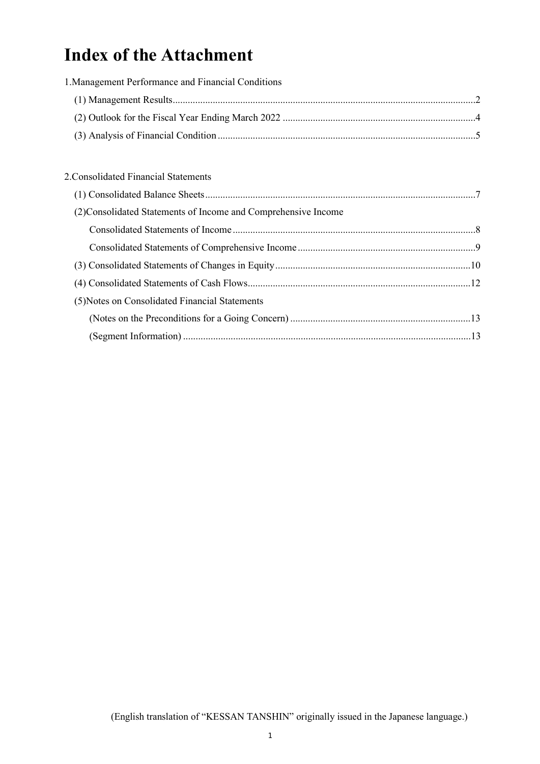# Index of the Attachment

1.Management Performance and Financial Conditions

- (1) Management Results........................................................................................................................2
- (2) Outlook for the Fiscal Year Ending March 2022 ............................................................................4
- (3) Analysis of Financial Condition......................................................................................................5

2.Consolidated Financial Statements

- (1) Consolidated Balance Sheets...........................................................................................................7
- (2)Consolidated Statements of Income and Comprehensive Income
  - Consolidated Statements of Income................................................................................................8
  - Consolidated Statements of Comprehensive Income......................................................................9
- (3) Consolidated Statements of Changes in Equity.............................................................................10
- (4) Consolidated Statements of Cash Flows........................................................................................12
- (5)Notes on Consolidated Financial Statements
  - (Notes on the Preconditions for a Going Concern) .......................................................................13
  - (Segment Information) ..................................................................................................................13

(English translation of "KESSAN TANSHIN" originally issued in the Japanese language.)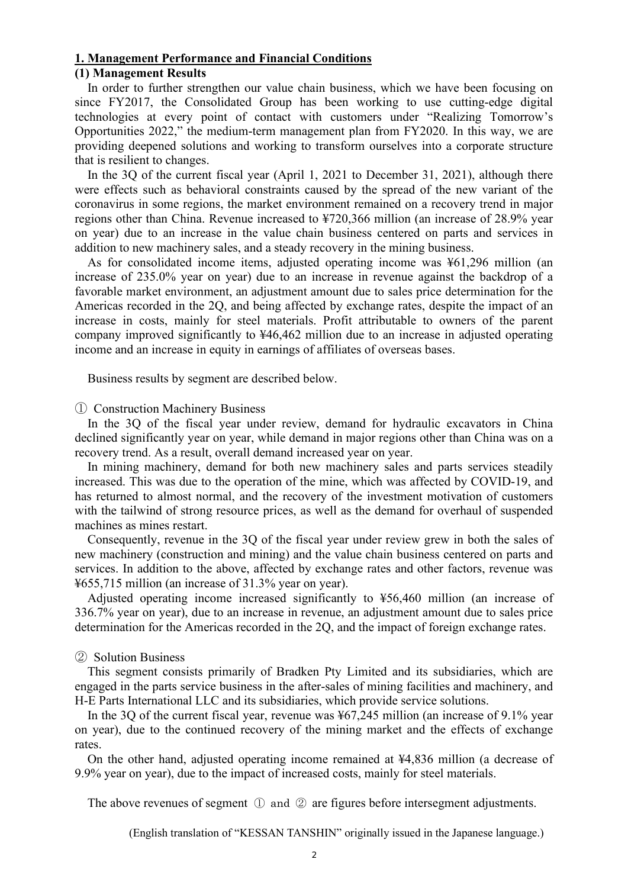## 1. Management Performance and Financial Conditions

### (1) Management Results

In order to further strengthen our value chain business, which we have been focusing on since FY2017, the Consolidated Group has been working to use cutting-edge digital technologies at every point of contact with customers under "Realizing Tomorrow's Opportunities 2022," the medium-term management plan from FY2020. In this way, we are providing deepened solutions and working to transform ourselves into a corporate structure that is resilient to changes.

In the 3Q of the current fiscal year (April 1, 2021 to December 31, 2021), although there were effects such as behavioral constraints caused by the spread of the new variant of the coronavirus in some regions, the market environment remained on a recovery trend in major regions other than China. Revenue increased to ¥720,366 million (an increase of 28.9% year on year) due to an increase in the value chain business centered on parts and services in addition to new machinery sales, and a steady recovery in the mining business.

As for consolidated income items, adjusted operating income was ¥61,296 million (an increase of 235.0% year on year) due to an increase in revenue against the backdrop of a favorable market environment, an adjustment amount due to sales price determination for the Americas recorded in the 2Q, and being affected by exchange rates, despite the impact of an increase in costs, mainly for steel materials. Profit attributable to owners of the parent company improved significantly to ¥46,462 million due to an increase in adjusted operating income and an increase in equity in earnings of affiliates of overseas bases.

Business results by segment are described below.

① Construction Machinery Business

In the 3Q of the fiscal year under review, demand for hydraulic excavators in China declined significantly year on year, while demand in major regions other than China was on a recovery trend. As a result, overall demand increased year on year.

In mining machinery, demand for both new machinery sales and parts services steadily increased. This was due to the operation of the mine, which was affected by COVID-19, and has returned to almost normal, and the recovery of the investment motivation of customers with the tailwind of strong resource prices, as well as the demand for overhaul of suspended machines as mines restart.

Consequently, revenue in the 3Q of the fiscal year under review grew in both the sales of new machinery (construction and mining) and the value chain business centered on parts and services. In addition to the above, affected by exchange rates and other factors, revenue was ¥655,715 million (an increase of 31.3% year on year).

Adjusted operating income increased significantly to ¥56,460 million (an increase of 336.7% year on year), due to an increase in revenue, an adjustment amount due to sales price determination for the Americas recorded in the 2Q, and the impact of foreign exchange rates.

② Solution Business

This segment consists primarily of Bradken Pty Limited and its subsidiaries, which are engaged in the parts service business in the after-sales of mining facilities and machinery, and H-E Parts International LLC and its subsidiaries, which provide service solutions.

In the 3Q of the current fiscal year, revenue was ¥67,245 million (an increase of 9.1% year on year), due to the continued recovery of the mining market and the effects of exchange rates.

On the other hand, adjusted operating income remained at ¥4,836 million (a decrease of 9.9% year on year), due to the impact of increased costs, mainly for steel materials.

The above revenues of segment ① and ② are figures before intersegment adjustments.

(English translation of "KESSAN TANSHIN" originally issued in the Japanese language.)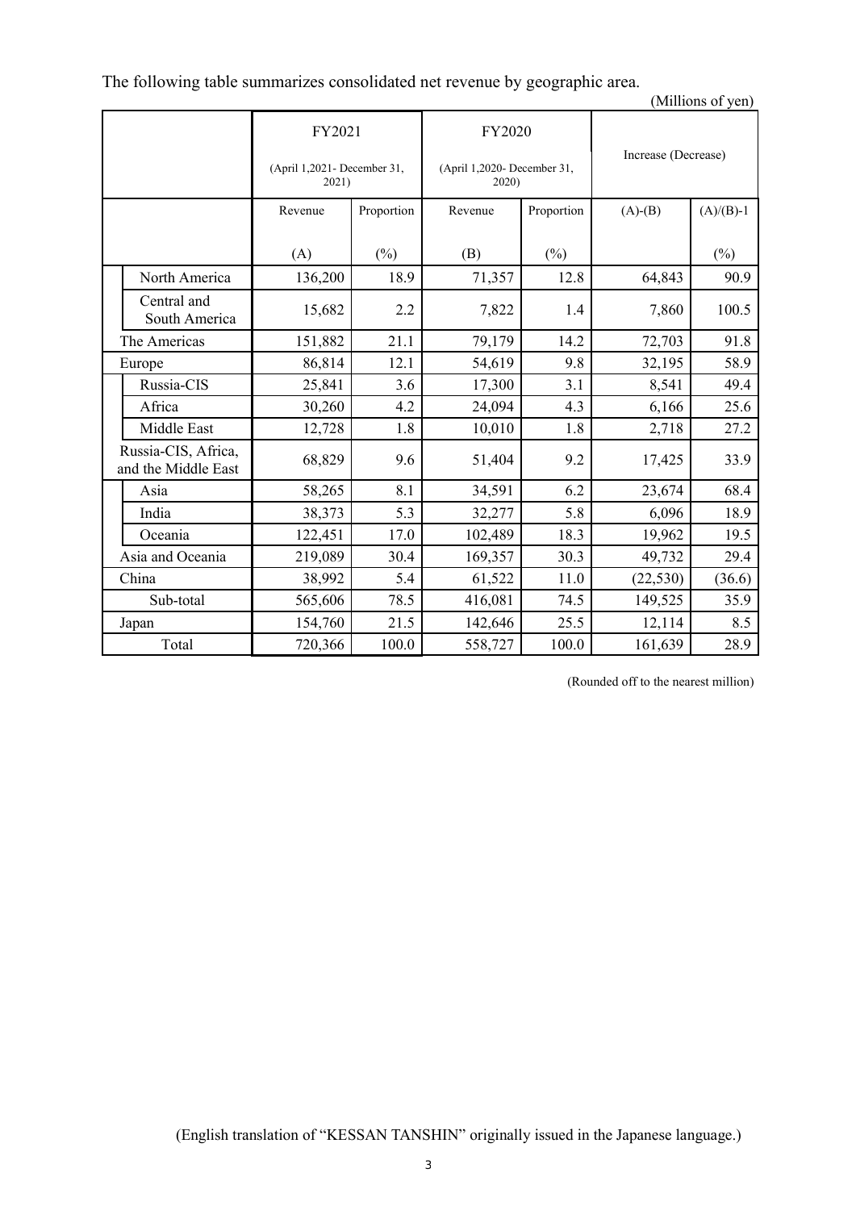The following table summarizes consolidated net revenue by geographic area.

(Millions of yen)

| | FY2021 (April 1,2021- December 31, 2021) | | FY2020 (April 1,2020- December 31, 2020) | | Increase (Decrease) | |
|---|---|---|---|---|---|---|
| | Revenue (A) | Proportion (%) | Revenue (B) | Proportion (%) | (A)-(B) | (A)/(B)-1 (%) |
| North America | 136,200 | 18.9 | 71,357 | 12.8 | 64,843 | 90.9 |
| Central and South America | 15,682 | 2.2 | 7,822 | 1.4 | 7,860 | 100.5 |
| The Americas | 151,882 | 21.1 | 79,179 | 14.2 | 72,703 | 91.8 |
| Europe | 86,814 | 12.1 | 54,619 | 9.8 | 32,195 | 58.9 |
| Russia-CIS | 25,841 | 3.6 | 17,300 | 3.1 | 8,541 | 49.4 |
| Africa | 30,260 | 4.2 | 24,094 | 4.3 | 6,166 | 25.6 |
| Middle East | 12,728 | 1.8 | 10,010 | 1.8 | 2,718 | 27.2 |
| Russia-CIS, Africa, and the Middle East | 68,829 | 9.6 | 51,404 | 9.2 | 17,425 | 33.9 |
| Asia | 58,265 | 8.1 | 34,591 | 6.2 | 23,674 | 68.4 |
| India | 38,373 | 5.3 | 32,277 | 5.8 | 6,096 | 18.9 |
| Oceania | 122,451 | 17.0 | 102,489 | 18.3 | 19,962 | 19.5 |
| Asia and Oceania | 219,089 | 30.4 | 169,357 | 30.3 | 49,732 | 29.4 |
| China | 38,992 | 5.4 | 61,522 | 11.0 | (22,530) | (36.6) |
| Sub-total | 565,606 | 78.5 | 416,081 | 74.5 | 149,525 | 35.9 |
| Japan | 154,760 | 21.5 | 142,646 | 25.5 | 12,114 | 8.5 |
| Total | 720,366 | 100.0 | 558,727 | 100.0 | 161,639 | 28.9 |

(Rounded off to the nearest million)

(English translation of "KESSAN TANSHIN" originally issued in the Japanese language.)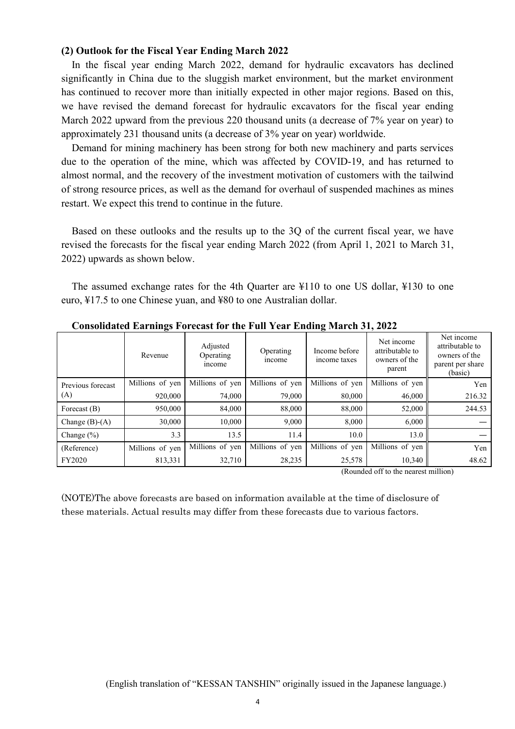### (2) Outlook for the Fiscal Year Ending March 2022

In the fiscal year ending March 2022, demand for hydraulic excavators has declined significantly in China due to the sluggish market environment, but the market environment has continued to recover more than initially expected in other major regions. Based on this, we have revised the demand forecast for hydraulic excavators for the fiscal year ending March 2022 upward from the previous 220 thousand units (a decrease of 7% year on year) to approximately 231 thousand units (a decrease of 3% year on year) worldwide.

Demand for mining machinery has been strong for both new machinery and parts services due to the operation of the mine, which was affected by COVID-19, and has returned to almost normal, and the recovery of the investment motivation of customers with the tailwind of strong resource prices, as well as the demand for overhaul of suspended machines as mines restart. We expect this trend to continue in the future.

Based on these outlooks and the results up to the 3Q of the current fiscal year, we have revised the forecasts for the fiscal year ending March 2022 (from April 1, 2021 to March 31, 2022) upwards as shown below.

The assumed exchange rates for the 4th Quarter are ¥110 to one US dollar, ¥130 to one euro, ¥17.5 to one Chinese yuan, and ¥80 to one Australian dollar.

**Consolidated Earnings Forecast for the Full Year Ending March 31, 2022**

| | Revenue | Adjusted Operating income | Operating income | Income before income taxes | Net income attributable to owners of the parent | Net income attributable to owners of the parent per share (basic) |
|---|---|---|---|---|---|---|
| Previous forecast | Millions of yen | Millions of yen | Millions of yen | Millions of yen | Millions of yen | Yen |
| (A) | 920,000 | 74,000 | 79,000 | 80,000 | 46,000 | 216.32 |
| Forecast (B) | 950,000 | 84,000 | 88,000 | 88,000 | 52,000 | 244.53 |
| Change (B)-(A) | 30,000 | 10,000 | 9,000 | 8,000 | 6,000 | — |
| Change (%) | 3.3 | 13.5 | 11.4 | 10.0 | 13.0 | — |
| (Reference) | Millions of yen | Millions of yen | Millions of yen | Millions of yen | Millions of yen | Yen |
| FY2020 | 813,331 | 32,710 | 28,235 | 25,578 | 10,340 | 48.62 |

(Rounded off to the nearest million)

(NOTE)The above forecasts are based on information available at the time of disclosure of these materials. Actual results may differ from these forecasts due to various factors.

(English translation of "KESSAN TANSHIN" originally issued in the Japanese language.)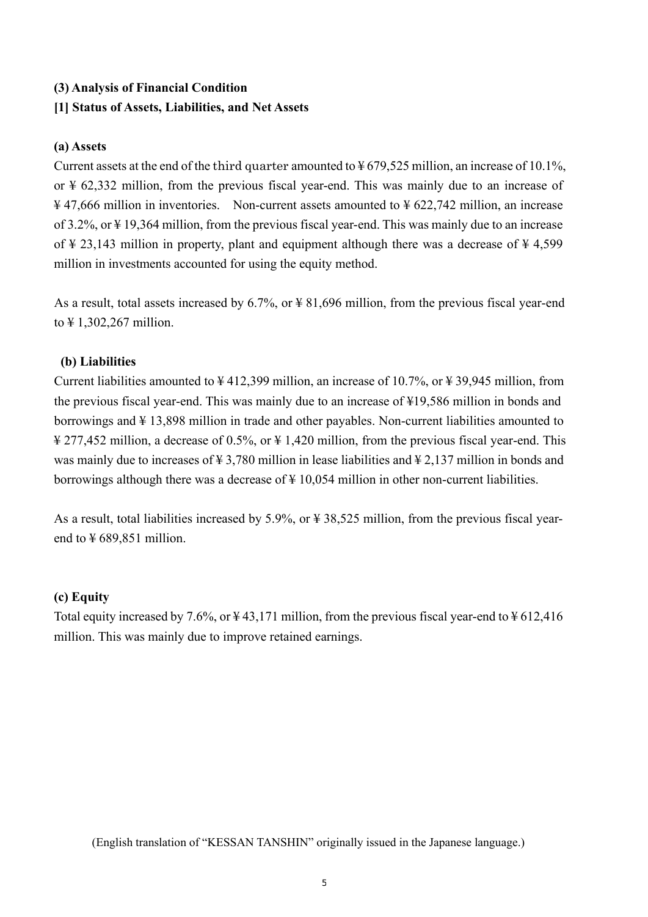### (3) Analysis of Financial Condition

### [1] Status of Assets, Liabilities, and Net Assets

#### (a) Assets

Current assets at the end of the third quarter amounted to ¥ 679,525 million, an increase of 10.1%, or ¥ 62,332 million, from the previous fiscal year-end. This was mainly due to an increase of ¥ 47,666 million in inventories. Non-current assets amounted to ¥ 622,742 million, an increase of 3.2%, or ¥ 19,364 million, from the previous fiscal year-end. This was mainly due to an increase of ¥ 23,143 million in property, plant and equipment although there was a decrease of ¥ 4,599 million in investments accounted for using the equity method.

As a result, total assets increased by 6.7%, or ¥ 81,696 million, from the previous fiscal year-end to ¥ 1,302,267 million.

#### (b) Liabilities

Current liabilities amounted to ¥ 412,399 million, an increase of 10.7%, or ¥ 39,945 million, from the previous fiscal year-end. This was mainly due to an increase of ¥19,586 million in bonds and borrowings and ¥ 13,898 million in trade and other payables. Non-current liabilities amounted to ¥ 277,452 million, a decrease of 0.5%, or ¥ 1,420 million, from the previous fiscal year-end. This was mainly due to increases of ¥ 3,780 million in lease liabilities and ¥ 2,137 million in bonds and borrowings although there was a decrease of ¥ 10,054 million in other non-current liabilities.

As a result, total liabilities increased by 5.9%, or ¥ 38,525 million, from the previous fiscal year-end to ¥ 689,851 million.

#### (c) Equity

Total equity increased by 7.6%, or ¥ 43,171 million, from the previous fiscal year-end to ¥ 612,416 million. This was mainly due to improve retained earnings.

(English translation of "KESSAN TANSHIN" originally issued in the Japanese language.)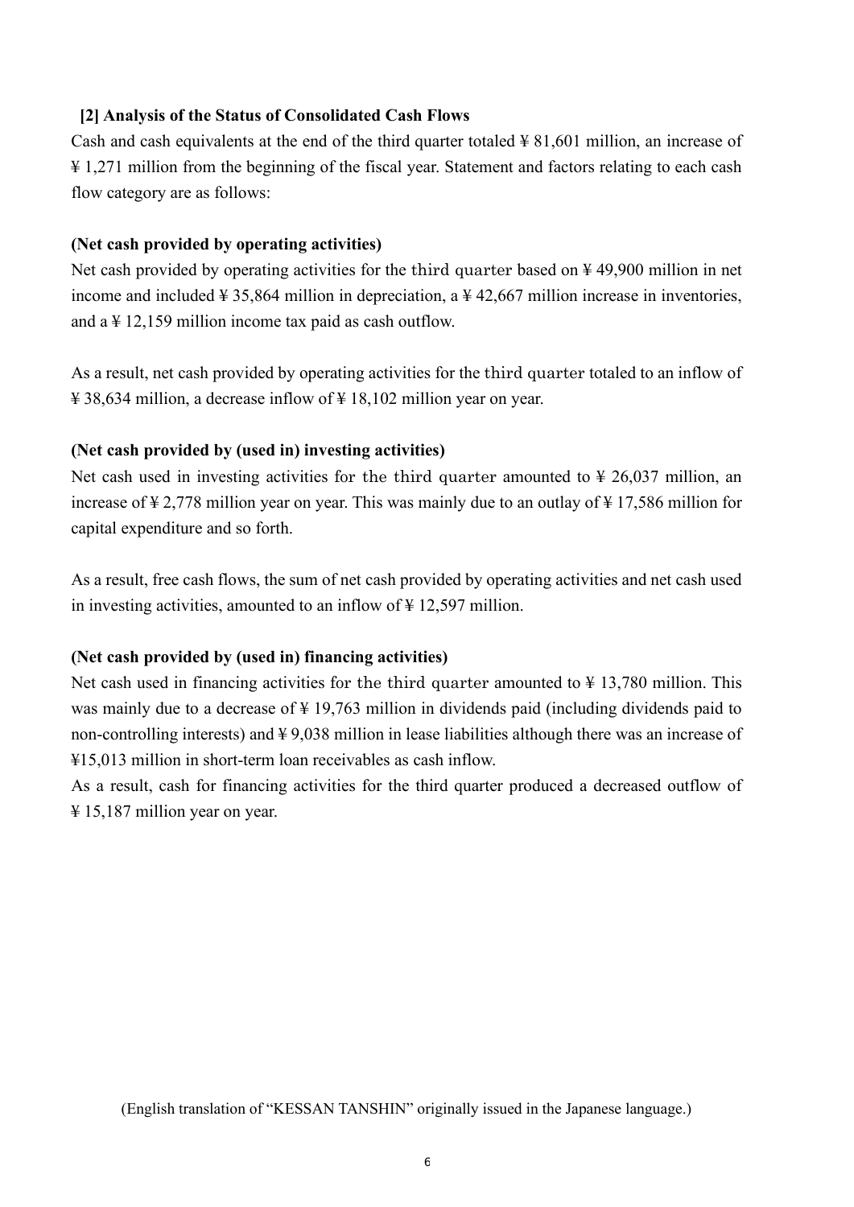### [2] Analysis of the Status of Consolidated Cash Flows

Cash and cash equivalents at the end of the third quarter totaled ¥ 81,601 million, an increase of ¥ 1,271 million from the beginning of the fiscal year. Statement and factors relating to each cash flow category are as follows:

**(Net cash provided by operating activities)**

Net cash provided by operating activities for the third quarter based on ¥ 49,900 million in net income and included ¥ 35,864 million in depreciation, a ¥ 42,667 million increase in inventories, and a ¥ 12,159 million income tax paid as cash outflow.

As a result, net cash provided by operating activities for the third quarter totaled to an inflow of ¥ 38,634 million, a decrease inflow of ¥ 18,102 million year on year.

**(Net cash provided by (used in) investing activities)**

Net cash used in investing activities for the third quarter amounted to ¥ 26,037 million, an increase of ¥ 2,778 million year on year. This was mainly due to an outlay of ¥ 17,586 million for capital expenditure and so forth.

As a result, free cash flows, the sum of net cash provided by operating activities and net cash used in investing activities, amounted to an inflow of ¥ 12,597 million.

**(Net cash provided by (used in) financing activities)**

Net cash used in financing activities for the third quarter amounted to ¥ 13,780 million. This was mainly due to a decrease of ¥ 19,763 million in dividends paid (including dividends paid to non-controlling interests) and ¥ 9,038 million in lease liabilities although there was an increase of ¥15,013 million in short-term loan receivables as cash inflow.
As a result, cash for financing activities for the third quarter produced a decreased outflow of ¥ 15,187 million year on year.

(English translation of "KESSAN TANSHIN" originally issued in the Japanese language.)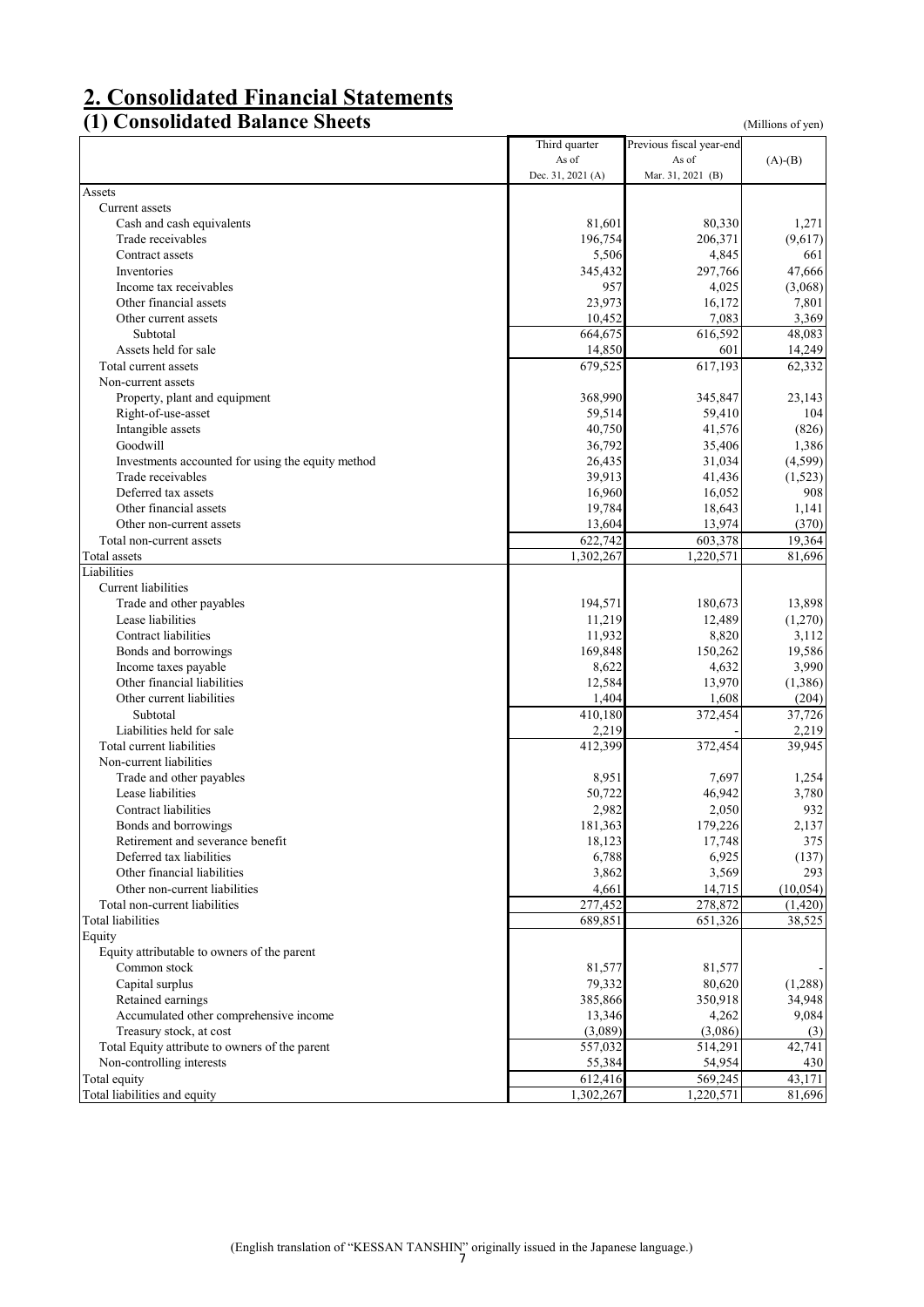## 2. Consolidated Financial Statements

### (1) Consolidated Balance Sheets

(Millions of yen)

| | Third quarter As of Dec. 31, 2021 (A) | Previous fiscal year-end As of Mar. 31, 2021 (B) | (A)-(B) |
|---|---|---|---|
| Assets | | | |
| Current assets | | | |
| Cash and cash equivalents | 81,601 | 80,330 | 1,271 |
| Trade receivables | 196,754 | 206,371 | (9,617) |
| Contract assets | 5,506 | 4,845 | 661 |
| Inventories | 345,432 | 297,766 | 47,666 |
| Income tax receivables | 957 | 4,025 | (3,068) |
| Other financial assets | 23,973 | 16,172 | 7,801 |
| Other current assets | 10,452 | 7,083 | 3,369 |
| Subtotal | 664,675 | 616,592 | 48,083 |
| Assets held for sale | 14,850 | 601 | 14,249 |
| Total current assets | 679,525 | 617,193 | 62,332 |
| Non-current assets | | | |
| Property, plant and equipment | 368,990 | 345,847 | 23,143 |
| Right-of-use-asset | 59,514 | 59,410 | 104 |
| Intangible assets | 40,750 | 41,576 | (826) |
| Goodwill | 36,792 | 35,406 | 1,386 |
| Investments accounted for using the equity method | 26,435 | 31,034 | (4,599) |
| Trade receivables | 39,913 | 41,436 | (1,523) |
| Deferred tax assets | 16,960 | 16,052 | 908 |
| Other financial assets | 19,784 | 18,643 | 1,141 |
| Other non-current assets | 13,604 | 13,974 | (370) |
| Total non-current assets | 622,742 | 603,378 | 19,364 |
| Total assets | 1,302,267 | 1,220,571 | 81,696 |
| Liabilities | | | |
| Current liabilities | | | |
| Trade and other payables | 194,571 | 180,673 | 13,898 |
| Lease liabilities | 11,219 | 12,489 | (1,270) |
| Contract liabilities | 11,932 | 8,820 | 3,112 |
| Bonds and borrowings | 169,848 | 150,262 | 19,586 |
| Income taxes payable | 8,622 | 4,632 | 3,990 |
| Other financial liabilities | 12,584 | 13,970 | (1,386) |
| Other current liabilities | 1,404 | 1,608 | (204) |
| Subtotal | 410,180 | 372,454 | 37,726 |
| Liabilities held for sale | 2,219 | - | 2,219 |
| Total current liabilities | 412,399 | 372,454 | 39,945 |
| Non-current liabilities | | | |
| Trade and other payables | 8,951 | 7,697 | 1,254 |
| Lease liabilities | 50,722 | 46,942 | 3,780 |
| Contract liabilities | 2,982 | 2,050 | 932 |
| Bonds and borrowings | 181,363 | 179,226 | 2,137 |
| Retirement and severance benefit | 18,123 | 17,748 | 375 |
| Deferred tax liabilities | 6,788 | 6,925 | (137) |
| Other financial liabilities | 3,862 | 3,569 | 293 |
| Other non-current liabilities | 4,661 | 14,715 | (10,054) |
| Total non-current liabilities | 277,452 | 278,872 | (1,420) |
| Total liabilities | 689,851 | 651,326 | 38,525 |
| Equity | | | |
| Equity attributable to owners of the parent | | | |
| Common stock | 81,577 | 81,577 | - |
| Capital surplus | 79,332 | 80,620 | (1,288) |
| Retained earnings | 385,866 | 350,918 | 34,948 |
| Accumulated other comprehensive income | 13,346 | 4,262 | 9,084 |
| Treasury stock, at cost | (3,089) | (3,086) | (3) |
| Total Equity attribute to owners of the parent | 557,032 | 514,291 | 42,741 |
| Non-controlling interests | 55,384 | 54,954 | 430 |
| Total equity | 612,416 | 569,245 | 43,171 |
| Total liabilities and equity | 1,302,267 | 1,220,571 | 81,696 |

(English translation of "KESSAN TANSHIN" originally issued in the Japanese language.)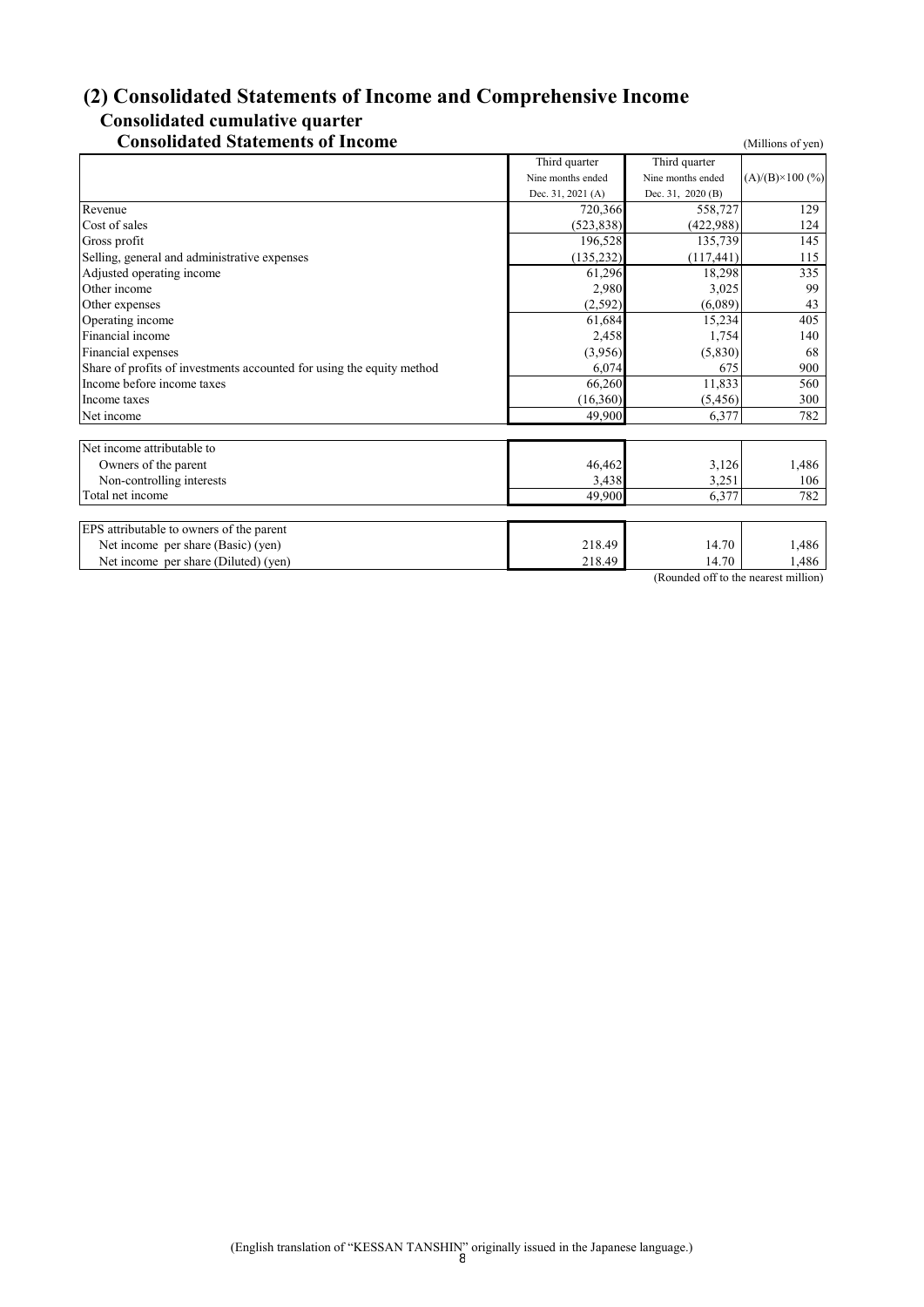## (2) Consolidated Statements of Income and Comprehensive Income

### Consolidated cumulative quarter

### Consolidated Statements of Income

(Millions of yen)

| | Third quarter Nine months ended Dec. 31, 2021 (A) | Third quarter Nine months ended Dec. 31, 2020 (B) | (A)/(B)×100 (%) |
|---|---|---|---|
| Revenue | 720,366 | 558,727 | 129 |
| Cost of sales | (523,838) | (422,988) | 124 |
| Gross profit | 196,528 | 135,739 | 145 |
| Selling, general and administrative expenses | (135,232) | (117,441) | 115 |
| Adjusted operating income | 61,296 | 18,298 | 335 |
| Other income | 2,980 | 3,025 | 99 |
| Other expenses | (2,592) | (6,089) | 43 |
| Operating income | 61,684 | 15,234 | 405 |
| Financial income | 2,458 | 1,754 | 140 |
| Financial expenses | (3,956) | (5,830) | 68 |
| Share of profits of investments accounted for using the equity method | 6,074 | 675 | 900 |
| Income before income taxes | 66,260 | 11,833 | 560 |
| Income taxes | (16,360) | (5,456) | 300 |
| Net income | 49,900 | 6,377 | 782 |

| | | | |
|---|---|---|---|
| Net income attributable to | | | |
| Owners of the parent | 46,462 | 3,126 | 1,486 |
| Non-controlling interests | 3,438 | 3,251 | 106 |
| Total net income | 49,900 | 6,377 | 782 |

| | | | |
|---|---|---|---|
| EPS attributable to owners of the parent | | | |
| Net income per share (Basic) (yen) | 218.49 | 14.70 | 1,486 |
| Net income per share (Diluted) (yen) | 218.49 | 14.70 | 1,486 |

(Rounded off to the nearest million)

(English translation of "KESSAN TANSHIN" originally issued in the Japanese language.)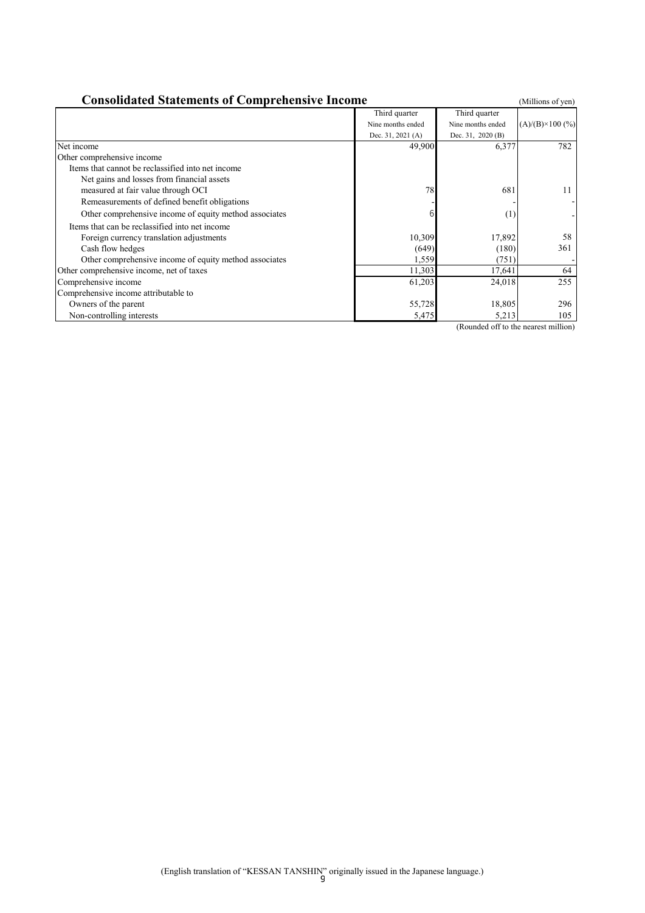## Consolidated Statements of Comprehensive Income

(Millions of yen)

| | Third quarter Nine months ended Dec. 31, 2021 (A) | Third quarter Nine months ended Dec. 31, 2020 (B) | (A)/(B)×100 (%) |
|---|---|---|---|
| Net income | 49,900 | 6,377 | 782 |
| Other comprehensive income | | | |
| Items that cannot be reclassified into net income | | | |
| Net gains and losses from financial assets measured at fair value through OCI | 78 | 681 | 11 |
| Remeasurements of defined benefit obligations | - | - | - |
| Other comprehensive income of equity method associates | 6 | (1) | - |
| Items that can be reclassified into net income | | | |
| Foreign currency translation adjustments | 10,309 | 17,892 | 58 |
| Cash flow hedges | (649) | (180) | 361 |
| Other comprehensive income of equity method associates | 1,559 | (751) | - |
| Other comprehensive income, net of taxes | 11,303 | 17,641 | 64 |
| Comprehensive income | 61,203 | 24,018 | 255 |
| Comprehensive income attributable to | | | |
| Owners of the parent | 55,728 | 18,805 | 296 |
| Non-controlling interests | 5,475 | 5,213 | 105 |

(Rounded off to the nearest million)

(English translation of "KESSAN TANSHIN" originally issued in the Japanese language.)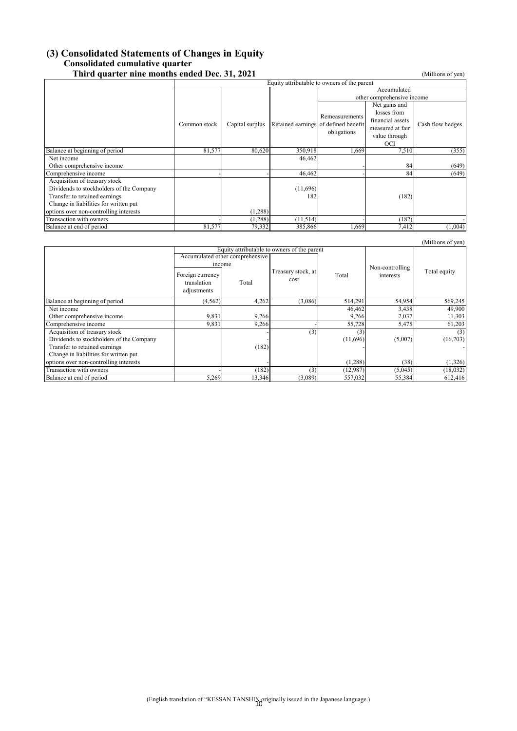## (3) Consolidated Statements of Changes in Equity

### Consolidated cumulative quarter

**Third quarter nine months ended Dec. 31, 2021**

(Millions of yen)

| | Equity attributable to owners of the parent | | | | | |
|---|---|---|---|---|---|---|
| | | | | Accumulated other comprehensive income | | |
| | Common stock | Capital surplus | Retained earnings | Remeasurements of defined benefit obligations | Net gains and losses from financial assets measured at fair value through OCI | Cash flow hedges |
| Balance at beginning of period | 81,577 | 80,620 | 350,918 | 1,669 | 7,510 | (355) |
| Net income | | | 46,462 | | | |
| Other comprehensive income | | | | - | 84 | (649) |
| Comprehensive income | - | - | 46,462 | - | 84 | (649) |
| Acquisition of treasury stock | | | | | | |
| Dividends to stockholders of the Company | | | (11,696) | | | |
| Transfer to retained earnings | | | 182 | | (182) | |
| Change in liabilities for written put options over non-controlling interests | | (1,288) | | | | |
| Transaction with owners | - | (1,288) | (11,514) | - | (182) | - |
| Balance at end of period | 81,577 | 79,332 | 385,866 | 1,669 | 7,412 | (1,004) |

(Millions of yen)

| | Equity attributable to owners of the parent | | | | | |
|---|---|---|---|---|---|---|
| | Accumulated other comprehensive income | | | | | |
| | Foreign currency translation adjustments | Total | Treasury stock, at cost | Total | Non-controlling interests | Total equity |
| Balance at beginning of period | (4,562) | 4,262 | (3,086) | 514,291 | 54,954 | 569,245 |
| Net income | | | | 46,462 | 3,438 | 49,900 |
| Other comprehensive income | 9,831 | 9,266 | | 9,266 | 2,037 | 11,303 |
| Comprehensive income | 9,831 | 9,266 | - | 55,728 | 5,475 | 61,203 |
| Acquisition of treasury stock | | - | (3) | (3) | | (3) |
| Dividends to stockholders of the Company | | - | | (11,696) | (5,007) | (16,703) |
| Transfer to retained earnings | | (182) | | - | | - |
| Change in liabilities for written put options over non-controlling interests | | - | | (1,288) | (38) | (1,326) |
| Transaction with owners | - | (182) | (3) | (12,987) | (5,045) | (18,032) |
| Balance at end of period | 5,269 | 13,346 | (3,089) | 557,032 | 55,384 | 612,416 |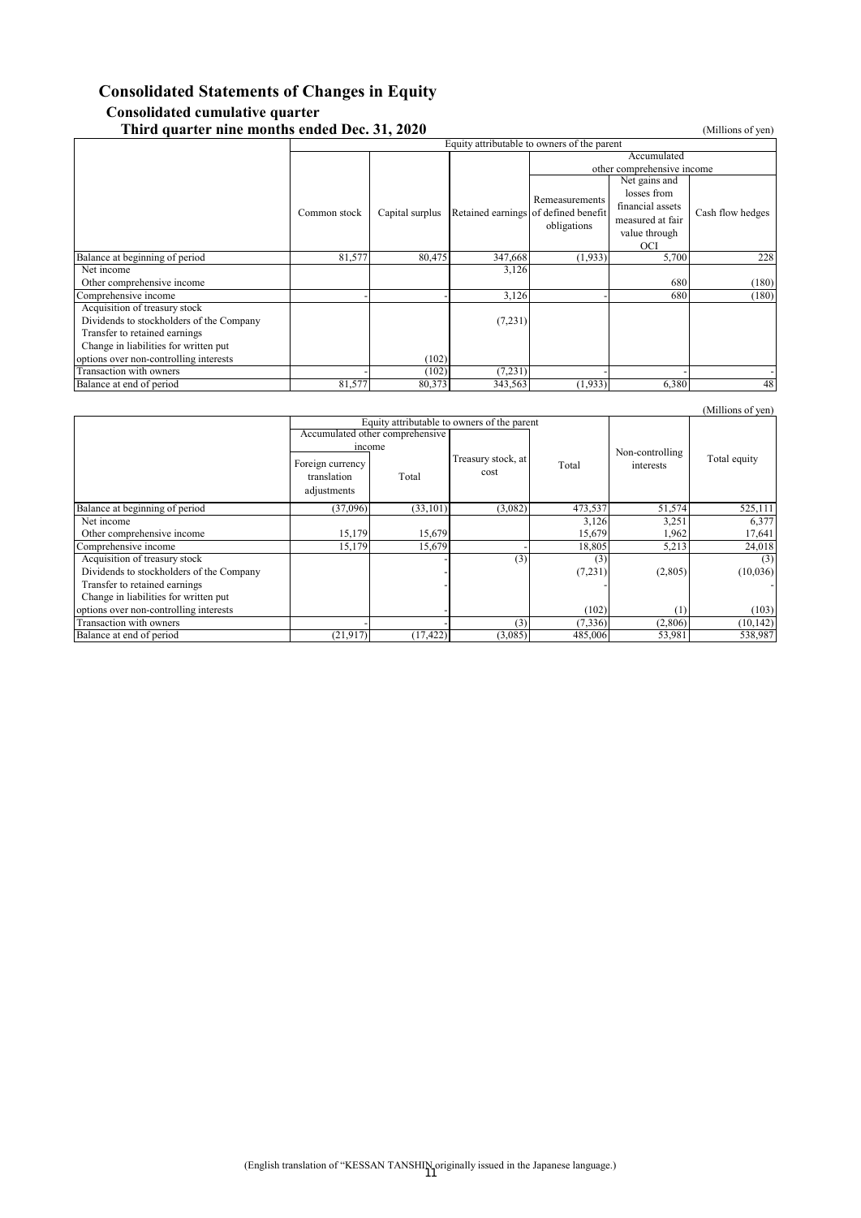# Consolidated Statements of Changes in Equity

## Consolidated cumulative quarter

### Third quarter nine months ended Dec. 31, 2020

(Millions of yen)

| | Equity attributable to owners of the parent | | | | | |
|---|---|---|---|---|---|---|
| | | | | Accumulated other comprehensive income | | |
| | Common stock | Capital surplus | Retained earnings | Remeasurements of defined benefit obligations | Net gains and losses from financial assets measured at fair value through OCI | Cash flow hedges |
| Balance at beginning of period | 81,577 | 80,475 | 347,668 | (1,933) | 5,700 | 228 |
| Net income | | | 3,126 | | | |
| Other comprehensive income | | | | | 680 | (180) |
| Comprehensive income | - | - | 3,126 | - | 680 | (180) |
| Acquisition of treasury stock | | | | | | |
| Dividends to stockholders of the Company | | | (7,231) | | | |
| Transfer to retained earnings | | | | | | |
| Change in liabilities for written put options over non-controlling interests | | (102) | | | | |
| Transaction with owners | - | (102) | (7,231) | - | - | - |
| Balance at end of period | 81,577 | 80,373 | 343,563 | (1,933) | 6,380 | 48 |

(Millions of yen)

| | Equity attributable to owners of the parent | | | | Non-controlling interests | Total equity |
|---|---|---|---|---|---|---|
| | Accumulated other comprehensive income | | Treasury stock, at cost | Total | | |
| | Foreign currency translation adjustments | Total | | | | |
| Balance at beginning of period | (37,096) | (33,101) | (3,082) | 473,537 | 51,574 | 525,111 |
| Net income | | | | 3,126 | 3,251 | 6,377 |
| Other comprehensive income | 15,179 | 15,679 | | 15,679 | 1,962 | 17,641 |
| Comprehensive income | 15,179 | 15,679 | - | 18,805 | 5,213 | 24,018 |
| Acquisition of treasury stock | | - | (3) | (3) | | (3) |
| Dividends to stockholders of the Company | | - | | (7,231) | (2,805) | (10,036) |
| Transfer to retained earnings | | - | | - | | - |
| Change in liabilities for written put options over non-controlling interests | | - | | (102) | (1) | (103) |
| Transaction with owners | - | - | (3) | (7,336) | (2,806) | (10,142) |
| Balance at end of period | (21,917) | (17,422) | (3,085) | 485,006 | 53,981 | 538,987 |

(English translation of "KESSAN TANSHIN" originally issued in the Japanese language.)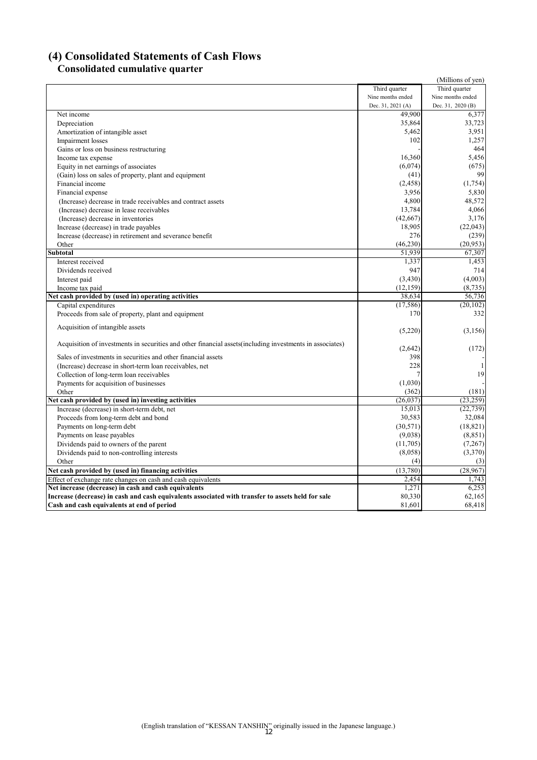# (4) Consolidated Statements of Cash Flows

## Consolidated cumulative quarter

(Millions of yen)

| | Third quarter Nine months ended Dec. 31, 2021 (A) | Third quarter Nine months ended Dec. 31, 2020 (B) |
|---|---|---|
| Net income | 49,900 | 6,377 |
| Depreciation | 35,864 | 33,723 |
| Amortization of intangible asset | 5,462 | 3,951 |
| Impairment losses | 102 | 1,257 |
| Gains or loss on business restructuring | - | 464 |
| Income tax expense | 16,360 | 5,456 |
| Equity in net earnings of associates | (6,074) | (675) |
| (Gain) loss on sales of property, plant and equipment | (41) | 99 |
| Financial income | (2,458) | (1,754) |
| Financial expense | 3,956 | 5,830 |
| (Increase) decrease in trade receivables and contract assets | 4,800 | 48,572 |
| (Increase) decrease in lease receivables | 13,784 | 4,066 |
| (Increase) decrease in inventories | (42,667) | 3,176 |
| Increase (decrease) in trade payables | 18,905 | (22,043) |
| Increase (decrease) in retirement and severance benefit | 276 | (239) |
| Other | (46,230) | (20,953) |
| **Subtotal** | 51,939 | 67,307 |
| Interest received | 1,337 | 1,453 |
| Dividends received | 947 | 714 |
| Interest paid | (3,430) | (4,003) |
| Income tax paid | (12,159) | (8,735) |
| **Net cash provided by (used in) operating activities** | 38,634 | 56,736 |
| Capital expenditures | (17,586) | (20,102) |
| Proceeds from sale of property, plant and equipment | 170 | 332 |
| Acquisition of intangible assets | (5,220) | (3,156) |
| Acquisition of investments in securities and other financial assets(including investments in associates) | (2,642) | (172) |
| Sales of investments in securities and other financial assets | 398 | - |
| (Increase) decrease in short-term loan receivables, net | 228 | 1 |
| Collection of long-term loan receivables | 7 | 19 |
| Payments for acquisition of businesses | (1,030) | - |
| Other | (362) | (181) |
| **Net cash provided by (used in) investing activities** | (26,037) | (23,259) |
| Increase (decrease) in short-term debt, net | 15,013 | (22,739) |
| Proceeds from long-term debt and bond | 30,583 | 32,084 |
| Payments on long-term debt | (30,571) | (18,821) |
| Payments on lease payables | (9,038) | (8,851) |
| Dividends paid to owners of the parent | (11,705) | (7,267) |
| Dividends paid to non-controlling interests | (8,058) | (3,370) |
| Other | (4) | (3) |
| **Net cash provided by (used in) financing activities** | (13,780) | (28,967) |
| Effect of exchange rate changes on cash and cash equivalents | 2,454 | 1,743 |
| **Net increase (decrease) in cash and cash equivalents** | 1,271 | 6,253 |
| **Increase (decrease) in cash and cash equivalents associated with transfer to assets held for sale** | 80,330 | 62,165 |
| **Cash and cash equivalents at end of period** | 81,601 | 68,418 |

(English translation of "KESSAN TANSHIN" originally issued in the Japanese language.)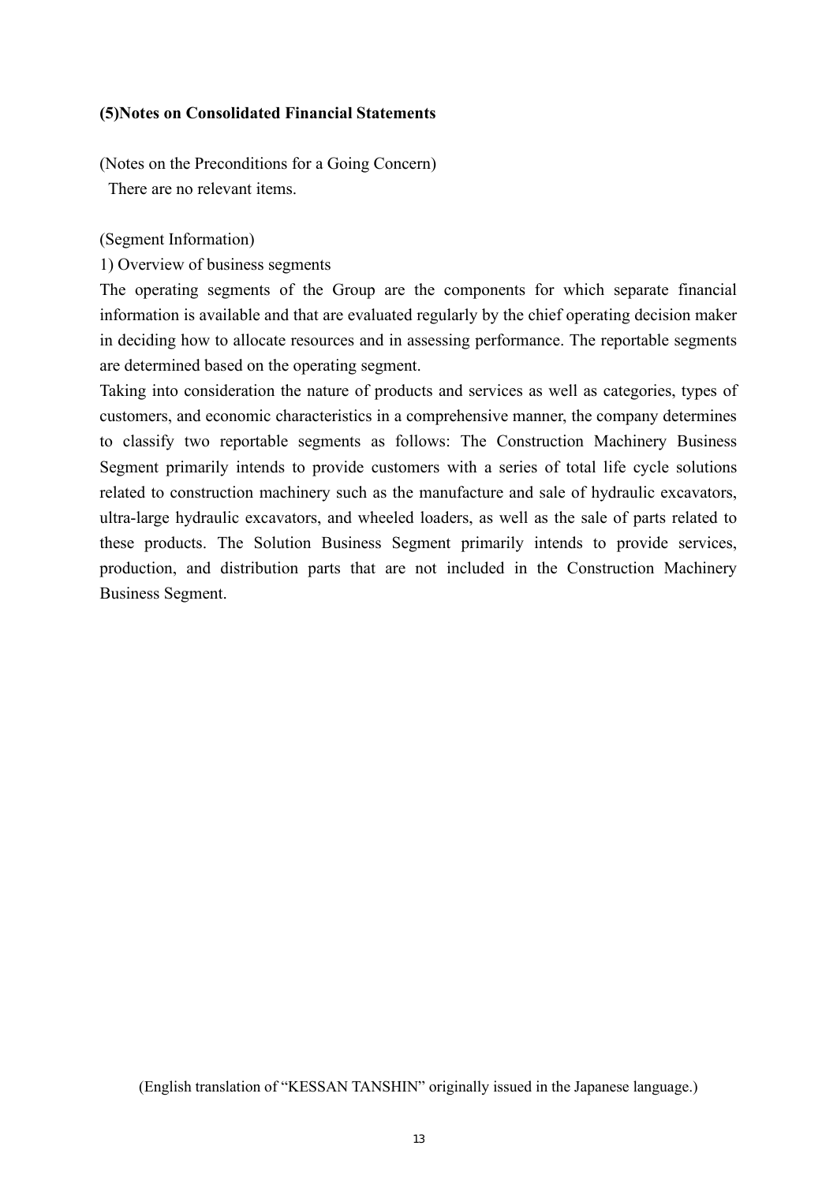## (5)Notes on Consolidated Financial Statements

(Notes on the Preconditions for a Going Concern)

There are no relevant items.

(Segment Information)

1) Overview of business segments

The operating segments of the Group are the components for which separate financial information is available and that are evaluated regularly by the chief operating decision maker in deciding how to allocate resources and in assessing performance. The reportable segments are determined based on the operating segment.

Taking into consideration the nature of products and services as well as categories, types of customers, and economic characteristics in a comprehensive manner, the company determines to classify two reportable segments as follows: The Construction Machinery Business Segment primarily intends to provide customers with a series of total life cycle solutions related to construction machinery such as the manufacture and sale of hydraulic excavators, ultra-large hydraulic excavators, and wheeled loaders, as well as the sale of parts related to these products. The Solution Business Segment primarily intends to provide services, production, and distribution parts that are not included in the Construction Machinery Business Segment.

(English translation of "KESSAN TANSHIN" originally issued in the Japanese language.)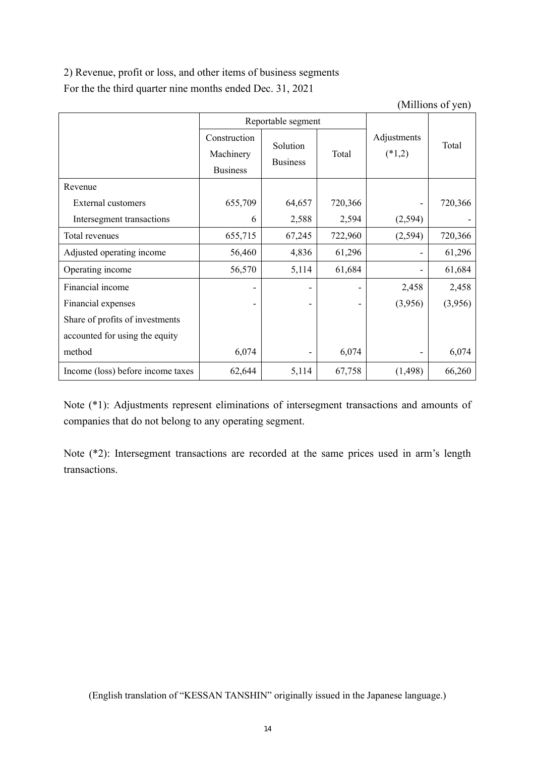2) Revenue, profit or loss, and other items of business segments

For the the third quarter nine months ended Dec. 31, 2021

(Millions of yen)

| | Reportable segment | | | Adjustments (*1,2) | Total |
|---|---|---|---|---|---|
| | Construction Machinery Business | Solution Business | Total | | |
| Revenue | | | | | |
| External customers | 655,709 | 64,657 | 720,366 | - | 720,366 |
| Intersegment transactions | 6 | 2,588 | 2,594 | (2,594) | - |
| Total revenues | 655,715 | 67,245 | 722,960 | (2,594) | 720,366 |
| Adjusted operating income | 56,460 | 4,836 | 61,296 | - | 61,296 |
| Operating income | 56,570 | 5,114 | 61,684 | - | 61,684 |
| Financial income | - | - | - | 2,458 | 2,458 |
| Financial expenses | - | - | - | (3,956) | (3,956) |
| Share of profits of investments accounted for using the equity method | 6,074 | - | 6,074 | - | 6,074 |
| Income (loss) before income taxes | 62,644 | 5,114 | 67,758 | (1,498) | 66,260 |

Note (*1): Adjustments represent eliminations of intersegment transactions and amounts of companies that do not belong to any operating segment.

Note (*2): Intersegment transactions are recorded at the same prices used in arm's length transactions.

(English translation of "KESSAN TANSHIN" originally issued in the Japanese language.)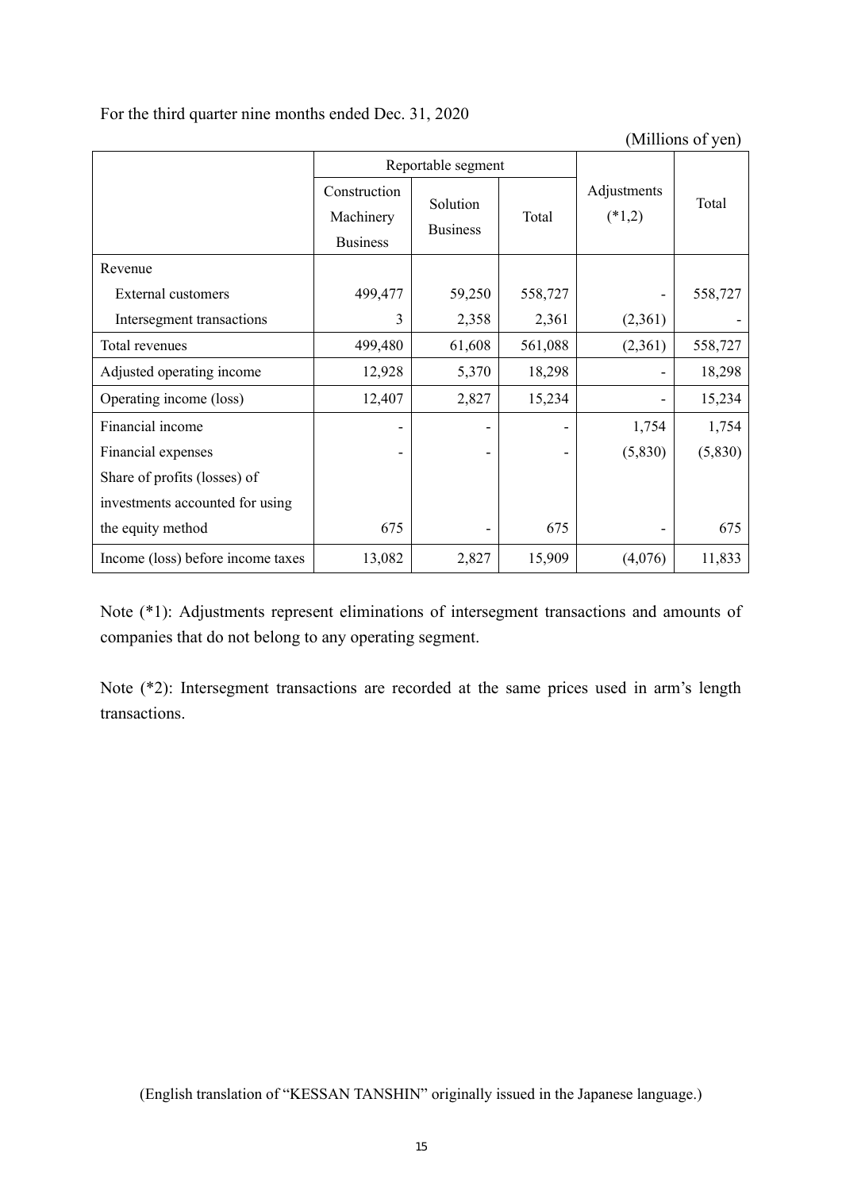For the third quarter nine months ended Dec. 31, 2020

(Millions of yen)

| | Reportable segment | | | Adjustments (*1,2) | Total |
|---|---|---|---|---|---|
| | Construction Machinery Business | Solution Business | Total | | |
| Revenue | | | | | |
| External customers | 499,477 | 59,250 | 558,727 | - | 558,727 |
| Intersegment transactions | 3 | 2,358 | 2,361 | (2,361) | - |
| Total revenues | 499,480 | 61,608 | 561,088 | (2,361) | 558,727 |
| Adjusted operating income | 12,928 | 5,370 | 18,298 | - | 18,298 |
| Operating income (loss) | 12,407 | 2,827 | 15,234 | - | 15,234 |
| Financial income | - | - | - | 1,754 | 1,754 |
| Financial expenses | - | - | - | (5,830) | (5,830) |
| Share of profits (losses) of investments accounted for using the equity method | 675 | - | 675 | - | 675 |
| Income (loss) before income taxes | 13,082 | 2,827 | 15,909 | (4,076) | 11,833 |

Note (*1): Adjustments represent eliminations of intersegment transactions and amounts of companies that do not belong to any operating segment.

Note (*2): Intersegment transactions are recorded at the same prices used in arm's length transactions.

(English translation of "KESSAN TANSHIN" originally issued in the Japanese language.)